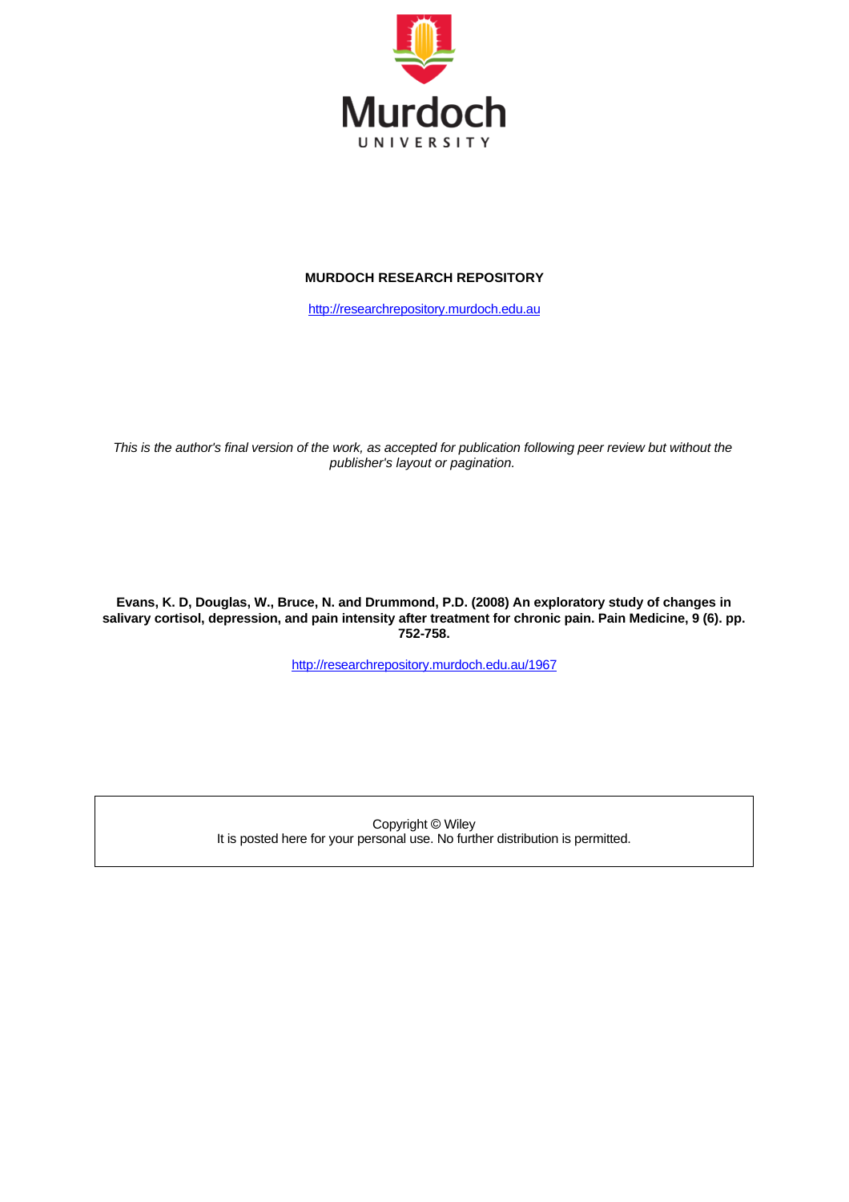Murdoch

UNIVERSITY

**MURDOCH RESEARCH REPOSITORY**

http://researchrepository.murdoch.edu.au

*This is the author's final version of the work, as accepted for publication following peer review but without the publisher's layout or pagination.*

**Evans, K. D, Douglas, W., Bruce, N. and Drummond, P.D. (2008) An exploratory study of changes in salivary cortisol, depression, and pain intensity after treatment for chronic pain. Pain Medicine, 9 (6). pp. 752-758.**

http://researchrepository.murdoch.edu.au/1967

Copyright © Wiley
It is posted here for your personal use. No further distribution is permitted.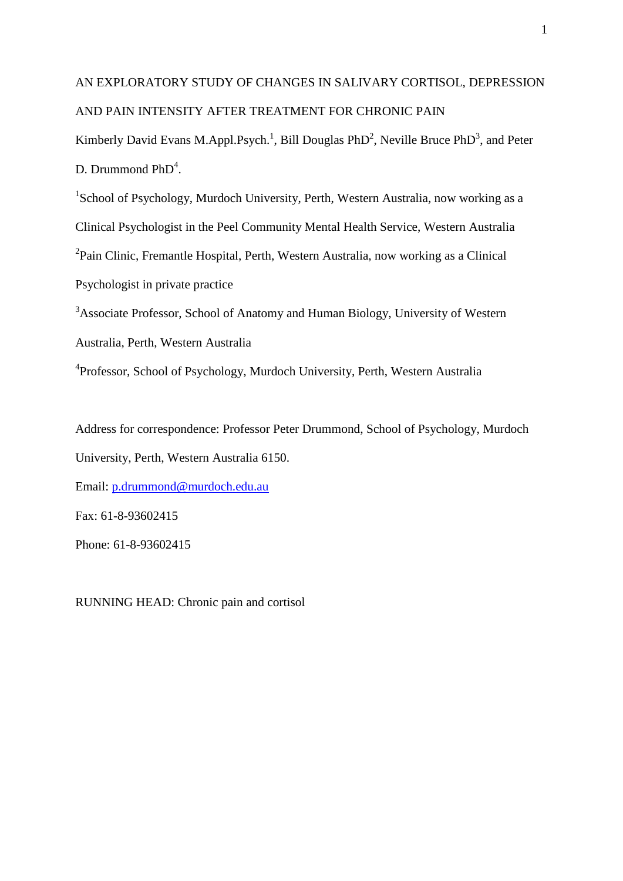# AN EXPLORATORY STUDY OF CHANGES IN SALIVARY CORTISOL, DEPRESSION AND PAIN INTENSITY AFTER TREATMENT FOR CHRONIC PAIN

Kimberly David Evans M.Appl.Psych.[1], Bill Douglas PhD[2], Neville Bruce PhD[3], and Peter D. Drummond PhD[4].

[1]School of Psychology, Murdoch University, Perth, Western Australia, now working as a Clinical Psychologist in the Peel Community Mental Health Service, Western Australia

[2]Pain Clinic, Fremantle Hospital, Perth, Western Australia, now working as a Clinical Psychologist in private practice

[3]Associate Professor, School of Anatomy and Human Biology, University of Western Australia, Perth, Western Australia

[4]Professor, School of Psychology, Murdoch University, Perth, Western Australia

Address for correspondence: Professor Peter Drummond, School of Psychology, Murdoch University, Perth, Western Australia 6150.

Email: p.drummond@murdoch.edu.au

Fax: 61-8-93602415

Phone: 61-8-93602415

RUNNING HEAD: Chronic pain and cortisol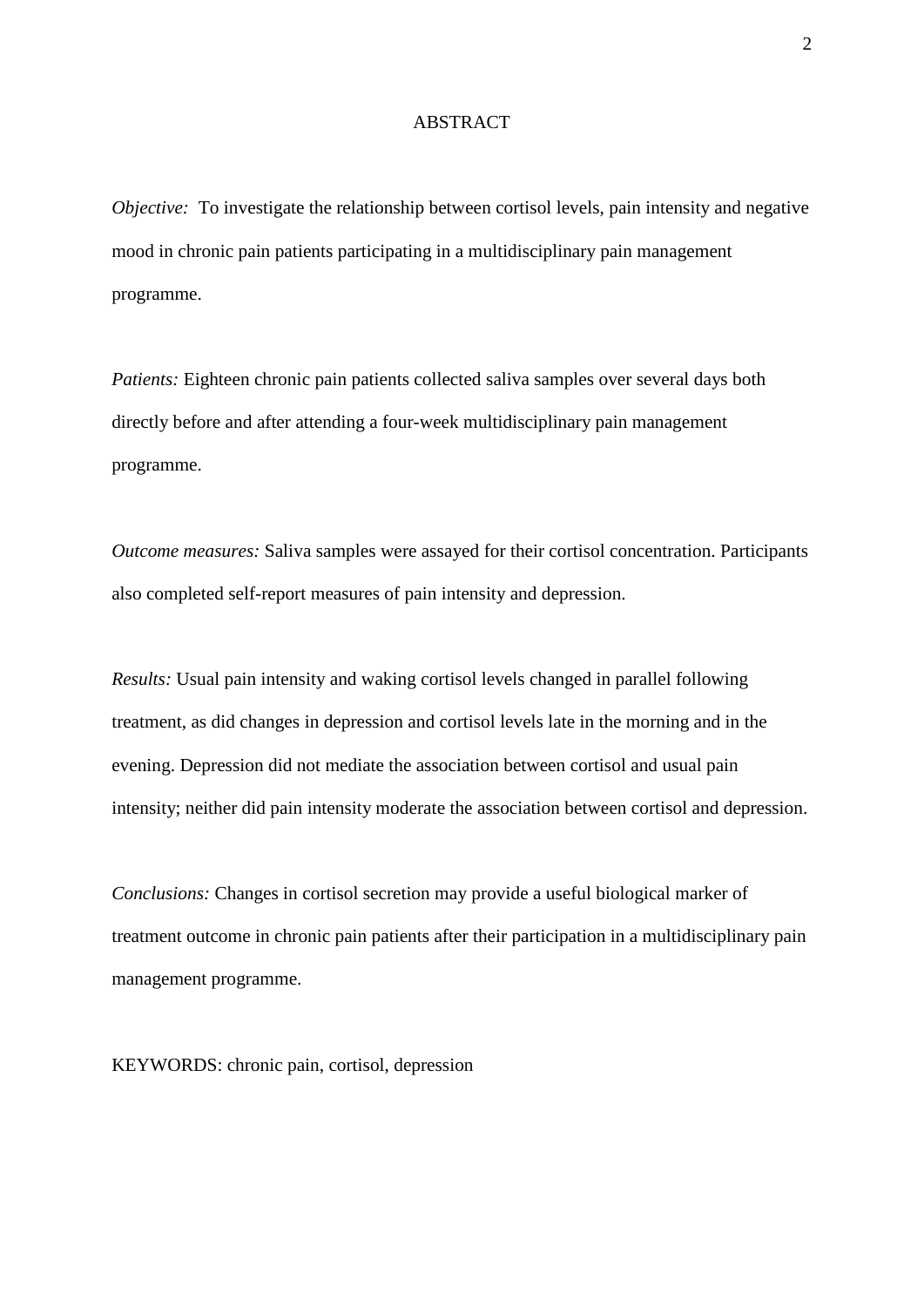## ABSTRACT

*Objective:* To investigate the relationship between cortisol levels, pain intensity and negative mood in chronic pain patients participating in a multidisciplinary pain management programme.

*Patients:* Eighteen chronic pain patients collected saliva samples over several days both directly before and after attending a four-week multidisciplinary pain management programme.

*Outcome measures:* Saliva samples were assayed for their cortisol concentration. Participants also completed self-report measures of pain intensity and depression.

*Results:* Usual pain intensity and waking cortisol levels changed in parallel following treatment, as did changes in depression and cortisol levels late in the morning and in the evening. Depression did not mediate the association between cortisol and usual pain intensity; neither did pain intensity moderate the association between cortisol and depression.

*Conclusions:* Changes in cortisol secretion may provide a useful biological marker of treatment outcome in chronic pain patients after their participation in a multidisciplinary pain management programme.

KEYWORDS: chronic pain, cortisol, depression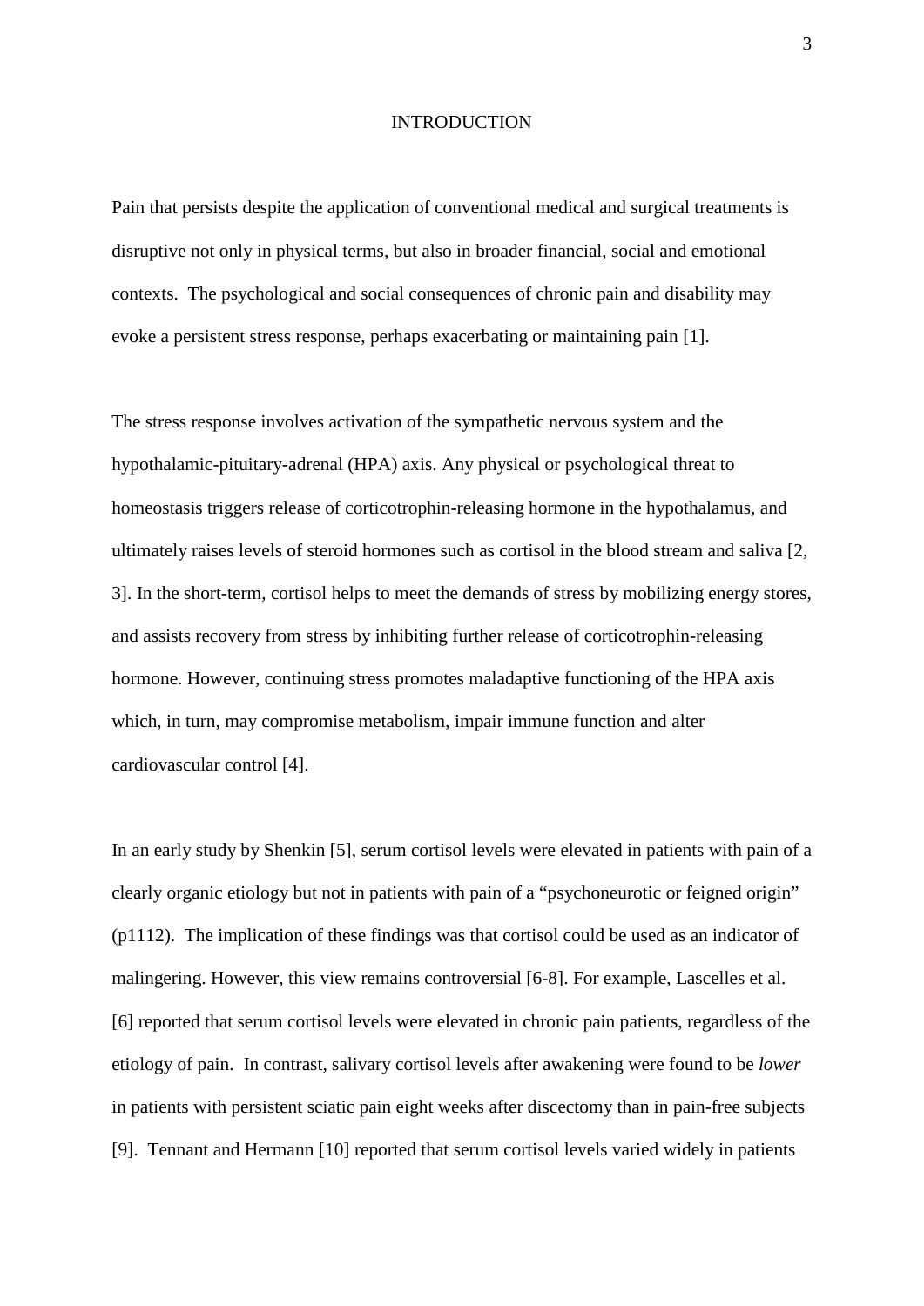# INTRODUCTION

Pain that persists despite the application of conventional medical and surgical treatments is disruptive not only in physical terms, but also in broader financial, social and emotional contexts. The psychological and social consequences of chronic pain and disability may evoke a persistent stress response, perhaps exacerbating or maintaining pain [1].

The stress response involves activation of the sympathetic nervous system and the hypothalamic-pituitary-adrenal (HPA) axis. Any physical or psychological threat to homeostasis triggers release of corticotrophin-releasing hormone in the hypothalamus, and ultimately raises levels of steroid hormones such as cortisol in the blood stream and saliva [2, 3]. In the short-term, cortisol helps to meet the demands of stress by mobilizing energy stores, and assists recovery from stress by inhibiting further release of corticotrophin-releasing hormone. However, continuing stress promotes maladaptive functioning of the HPA axis which, in turn, may compromise metabolism, impair immune function and alter cardiovascular control [4].

In an early study by Shenkin [5], serum cortisol levels were elevated in patients with pain of a clearly organic etiology but not in patients with pain of a "psychoneurotic or feigned origin" (p1112). The implication of these findings was that cortisol could be used as an indicator of malingering. However, this view remains controversial [6-8]. For example, Lascelles et al. [6] reported that serum cortisol levels were elevated in chronic pain patients, regardless of the etiology of pain. In contrast, salivary cortisol levels after awakening were found to be *lower* in patients with persistent sciatic pain eight weeks after discectomy than in pain-free subjects [9]. Tennant and Hermann [10] reported that serum cortisol levels varied widely in patients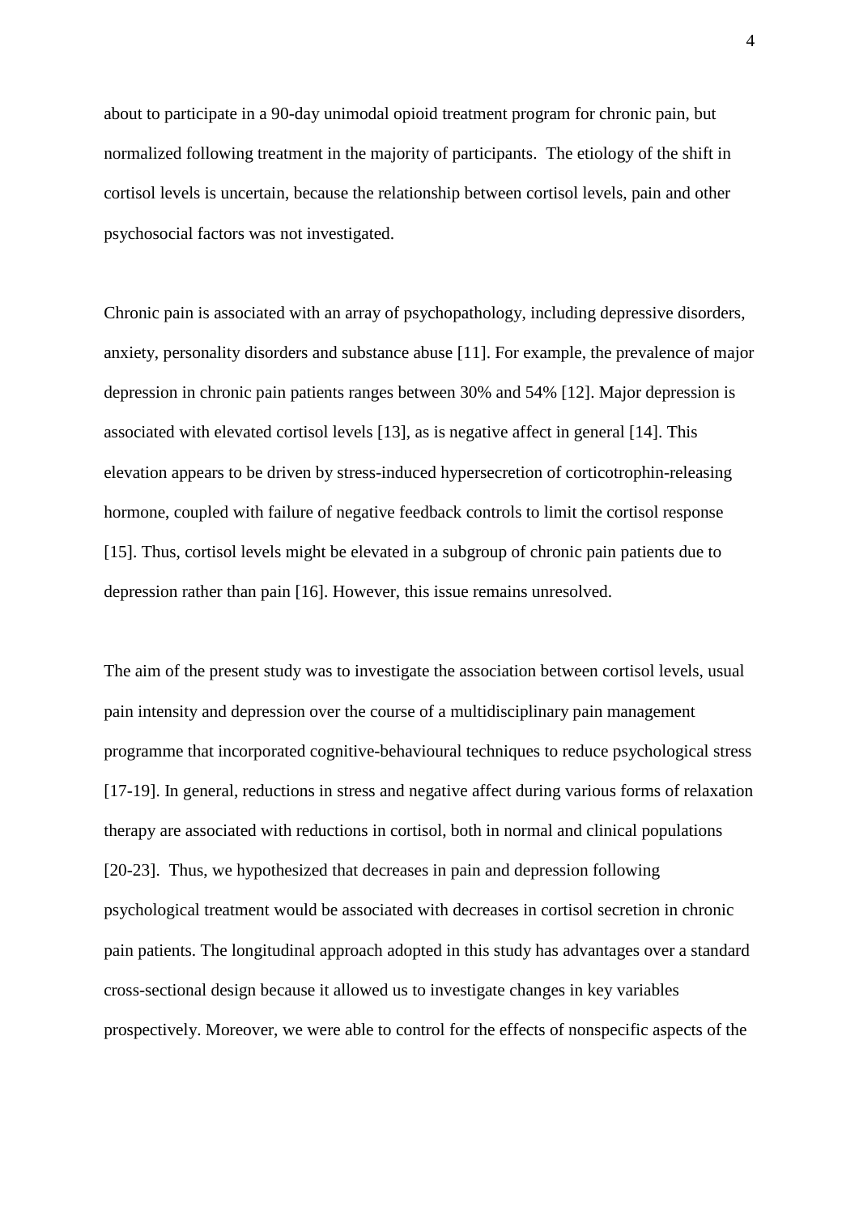about to participate in a 90-day unimodal opioid treatment program for chronic pain, but normalized following treatment in the majority of participants. The etiology of the shift in cortisol levels is uncertain, because the relationship between cortisol levels, pain and other psychosocial factors was not investigated.

Chronic pain is associated with an array of psychopathology, including depressive disorders, anxiety, personality disorders and substance abuse [11]. For example, the prevalence of major depression in chronic pain patients ranges between 30% and 54% [12]. Major depression is associated with elevated cortisol levels [13], as is negative affect in general [14]. This elevation appears to be driven by stress-induced hypersecretion of corticotrophin-releasing hormone, coupled with failure of negative feedback controls to limit the cortisol response [15]. Thus, cortisol levels might be elevated in a subgroup of chronic pain patients due to depression rather than pain [16]. However, this issue remains unresolved.

The aim of the present study was to investigate the association between cortisol levels, usual pain intensity and depression over the course of a multidisciplinary pain management programme that incorporated cognitive-behavioural techniques to reduce psychological stress [17-19]. In general, reductions in stress and negative affect during various forms of relaxation therapy are associated with reductions in cortisol, both in normal and clinical populations [20-23]. Thus, we hypothesized that decreases in pain and depression following psychological treatment would be associated with decreases in cortisol secretion in chronic pain patients. The longitudinal approach adopted in this study has advantages over a standard cross-sectional design because it allowed us to investigate changes in key variables prospectively. Moreover, we were able to control for the effects of nonspecific aspects of the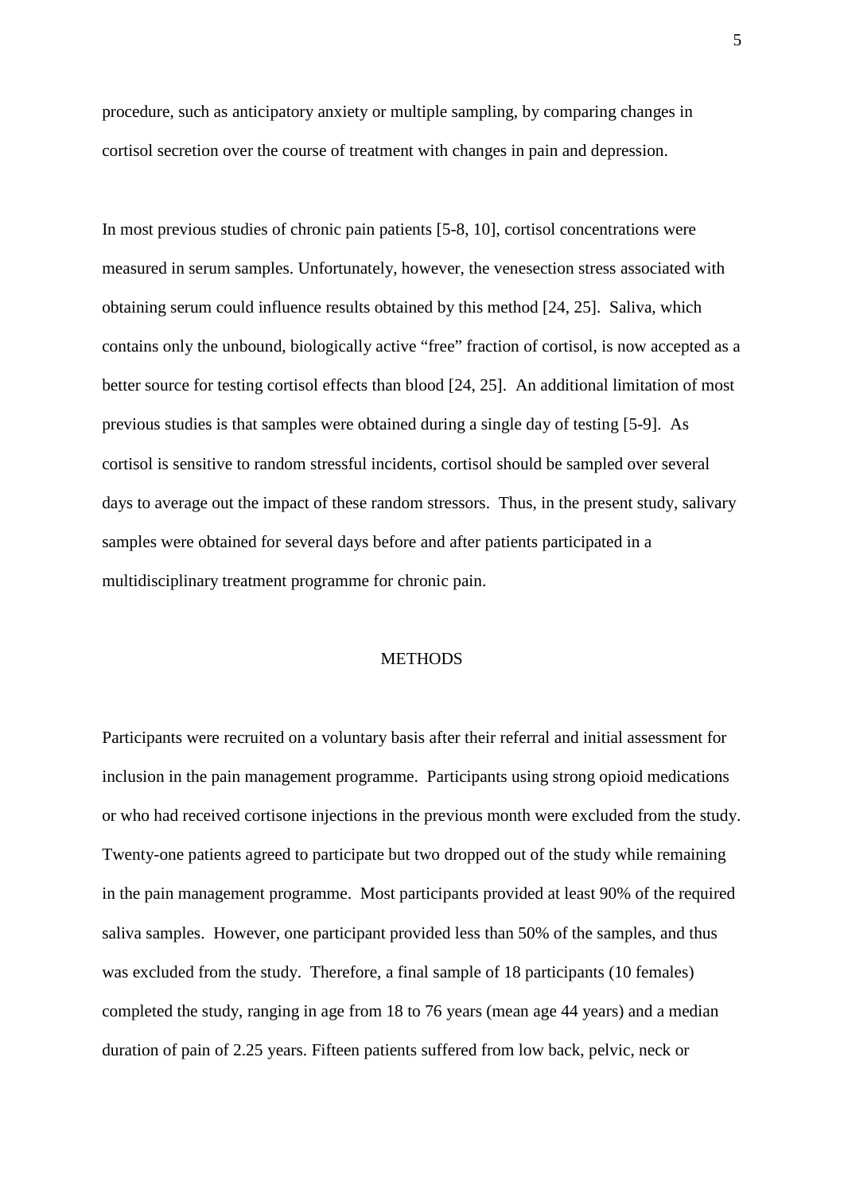procedure, such as anticipatory anxiety or multiple sampling, by comparing changes in cortisol secretion over the course of treatment with changes in pain and depression.

In most previous studies of chronic pain patients [5-8, 10], cortisol concentrations were measured in serum samples. Unfortunately, however, the venesection stress associated with obtaining serum could influence results obtained by this method [24, 25]. Saliva, which contains only the unbound, biologically active "free" fraction of cortisol, is now accepted as a better source for testing cortisol effects than blood [24, 25]. An additional limitation of most previous studies is that samples were obtained during a single day of testing [5-9]. As cortisol is sensitive to random stressful incidents, cortisol should be sampled over several days to average out the impact of these random stressors. Thus, in the present study, salivary samples were obtained for several days before and after patients participated in a multidisciplinary treatment programme for chronic pain.

## METHODS

Participants were recruited on a voluntary basis after their referral and initial assessment for inclusion in the pain management programme. Participants using strong opioid medications or who had received cortisone injections in the previous month were excluded from the study. Twenty-one patients agreed to participate but two dropped out of the study while remaining in the pain management programme. Most participants provided at least 90% of the required saliva samples. However, one participant provided less than 50% of the samples, and thus was excluded from the study. Therefore, a final sample of 18 participants (10 females) completed the study, ranging in age from 18 to 76 years (mean age 44 years) and a median duration of pain of 2.25 years. Fifteen patients suffered from low back, pelvic, neck or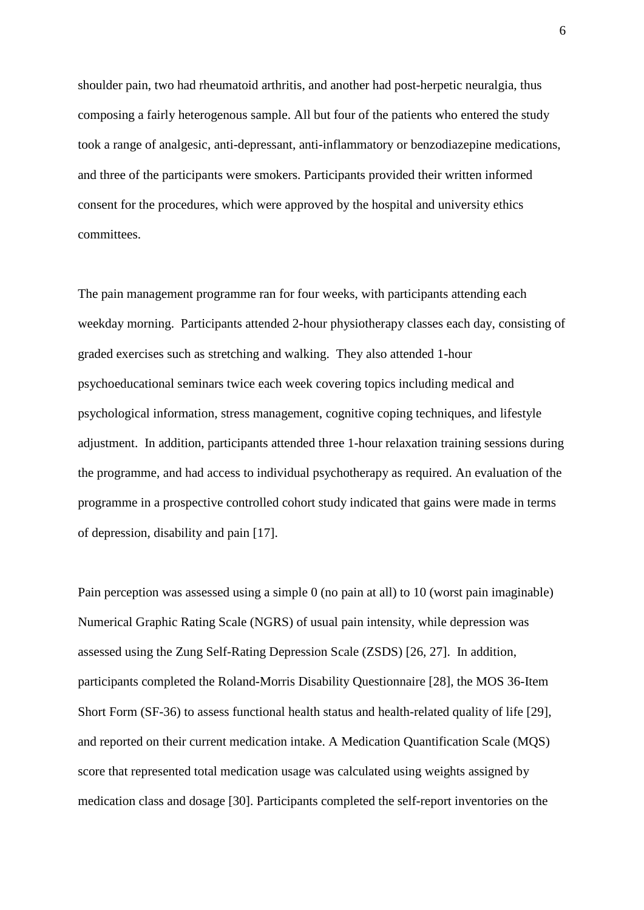shoulder pain, two had rheumatoid arthritis, and another had post-herpetic neuralgia, thus composing a fairly heterogenous sample. All but four of the patients who entered the study took a range of analgesic, anti-depressant, anti-inflammatory or benzodiazepine medications, and three of the participants were smokers. Participants provided their written informed consent for the procedures, which were approved by the hospital and university ethics committees.

The pain management programme ran for four weeks, with participants attending each weekday morning. Participants attended 2-hour physiotherapy classes each day, consisting of graded exercises such as stretching and walking. They also attended 1-hour psychoeducational seminars twice each week covering topics including medical and psychological information, stress management, cognitive coping techniques, and lifestyle adjustment. In addition, participants attended three 1-hour relaxation training sessions during the programme, and had access to individual psychotherapy as required. An evaluation of the programme in a prospective controlled cohort study indicated that gains were made in terms of depression, disability and pain [17].

Pain perception was assessed using a simple 0 (no pain at all) to 10 (worst pain imaginable) Numerical Graphic Rating Scale (NGRS) of usual pain intensity, while depression was assessed using the Zung Self-Rating Depression Scale (ZSDS) [26, 27]. In addition, participants completed the Roland-Morris Disability Questionnaire [28], the MOS 36-Item Short Form (SF-36) to assess functional health status and health-related quality of life [29], and reported on their current medication intake. A Medication Quantification Scale (MQS) score that represented total medication usage was calculated using weights assigned by medication class and dosage [30]. Participants completed the self-report inventories on the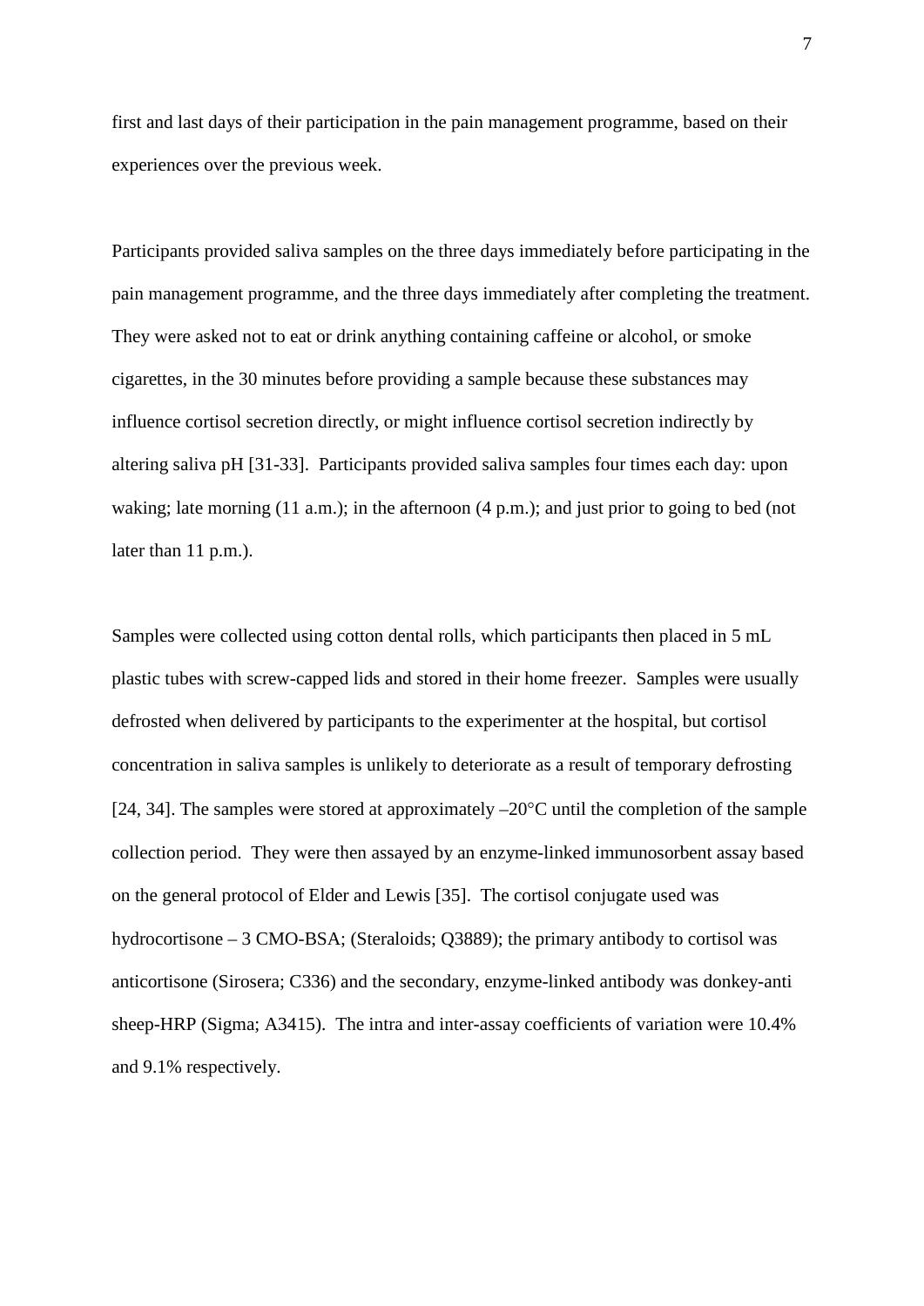first and last days of their participation in the pain management programme, based on their experiences over the previous week.

Participants provided saliva samples on the three days immediately before participating in the pain management programme, and the three days immediately after completing the treatment. They were asked not to eat or drink anything containing caffeine or alcohol, or smoke cigarettes, in the 30 minutes before providing a sample because these substances may influence cortisol secretion directly, or might influence cortisol secretion indirectly by altering saliva pH [31-33]. Participants provided saliva samples four times each day: upon waking; late morning (11 a.m.); in the afternoon (4 p.m.); and just prior to going to bed (not later than 11 p.m.).

Samples were collected using cotton dental rolls, which participants then placed in 5 mL plastic tubes with screw-capped lids and stored in their home freezer. Samples were usually defrosted when delivered by participants to the experimenter at the hospital, but cortisol concentration in saliva samples is unlikely to deteriorate as a result of temporary defrosting [24, 34]. The samples were stored at approximately –20°C until the completion of the sample collection period. They were then assayed by an enzyme-linked immunosorbent assay based on the general protocol of Elder and Lewis [35]. The cortisol conjugate used was hydrocortisone – 3 CMO-BSA; (Steraloids; Q3889); the primary antibody to cortisol was anticortisone (Sirosera; C336) and the secondary, enzyme-linked antibody was donkey-anti sheep-HRP (Sigma; A3415). The intra and inter-assay coefficients of variation were 10.4% and 9.1% respectively.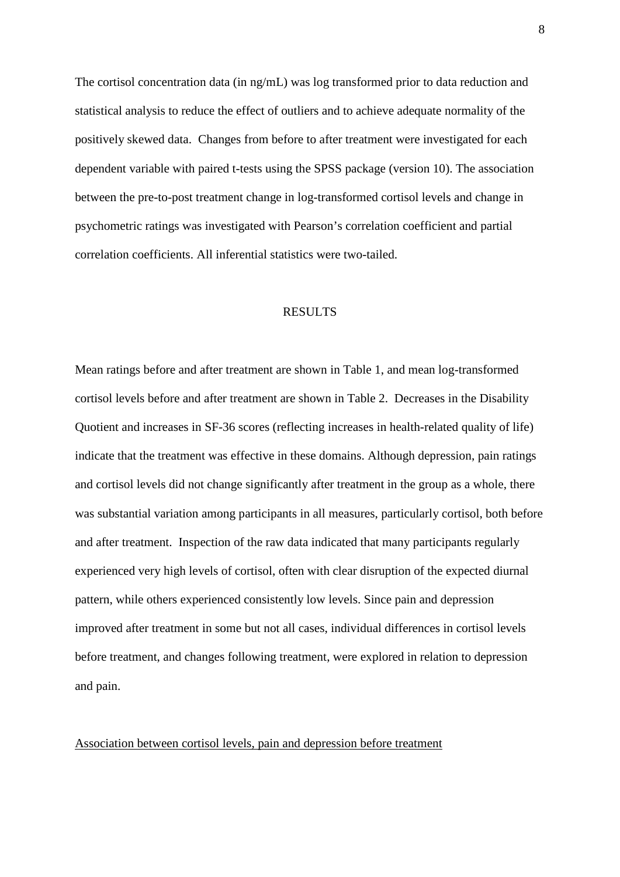The cortisol concentration data (in ng/mL) was log transformed prior to data reduction and statistical analysis to reduce the effect of outliers and to achieve adequate normality of the positively skewed data. Changes from before to after treatment were investigated for each dependent variable with paired t-tests using the SPSS package (version 10). The association between the pre-to-post treatment change in log-transformed cortisol levels and change in psychometric ratings was investigated with Pearson's correlation coefficient and partial correlation coefficients. All inferential statistics were two-tailed.

## RESULTS

Mean ratings before and after treatment are shown in Table 1, and mean log-transformed cortisol levels before and after treatment are shown in Table 2. Decreases in the Disability Quotient and increases in SF-36 scores (reflecting increases in health-related quality of life) indicate that the treatment was effective in these domains. Although depression, pain ratings and cortisol levels did not change significantly after treatment in the group as a whole, there was substantial variation among participants in all measures, particularly cortisol, both before and after treatment. Inspection of the raw data indicated that many participants regularly experienced very high levels of cortisol, often with clear disruption of the expected diurnal pattern, while others experienced consistently low levels. Since pain and depression improved after treatment in some but not all cases, individual differences in cortisol levels before treatment, and changes following treatment, were explored in relation to depression and pain.

### Association between cortisol levels, pain and depression before treatment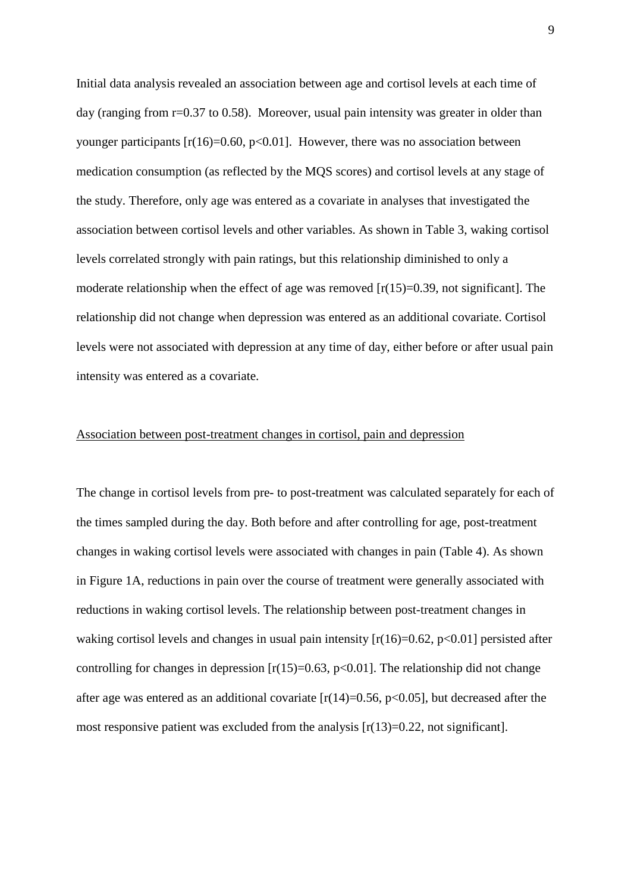Initial data analysis revealed an association between age and cortisol levels at each time of day (ranging from $r=0.37$ to $0.58$). Moreover, usual pain intensity was greater in older than younger participants [$r(16)=0.60$, $p<0.01$]. However, there was no association between medication consumption (as reflected by the MQS scores) and cortisol levels at any stage of the study. Therefore, only age was entered as a covariate in analyses that investigated the association between cortisol levels and other variables. As shown in Table 3, waking cortisol levels correlated strongly with pain ratings, but this relationship diminished to only a moderate relationship when the effect of age was removed [$r(15)=0.39$, not significant]. The relationship did not change when depression was entered as an additional covariate. Cortisol levels were not associated with depression at any time of day, either before or after usual pain intensity was entered as a covariate.

<u>Association between post-treatment changes in cortisol, pain and depression</u>

The change in cortisol levels from pre- to post-treatment was calculated separately for each of the times sampled during the day. Both before and after controlling for age, post-treatment changes in waking cortisol levels were associated with changes in pain (Table 4). As shown in Figure 1A, reductions in pain over the course of treatment were generally associated with reductions in waking cortisol levels. The relationship between post-treatment changes in waking cortisol levels and changes in usual pain intensity [$r(16)=0.62$, $p<0.01$] persisted after controlling for changes in depression [$r(15)=0.63$, $p<0.01$]. The relationship did not change after age was entered as an additional covariate [$r(14)=0.56$, $p<0.05$], but decreased after the most responsive patient was excluded from the analysis [$r(13)=0.22$, not significant].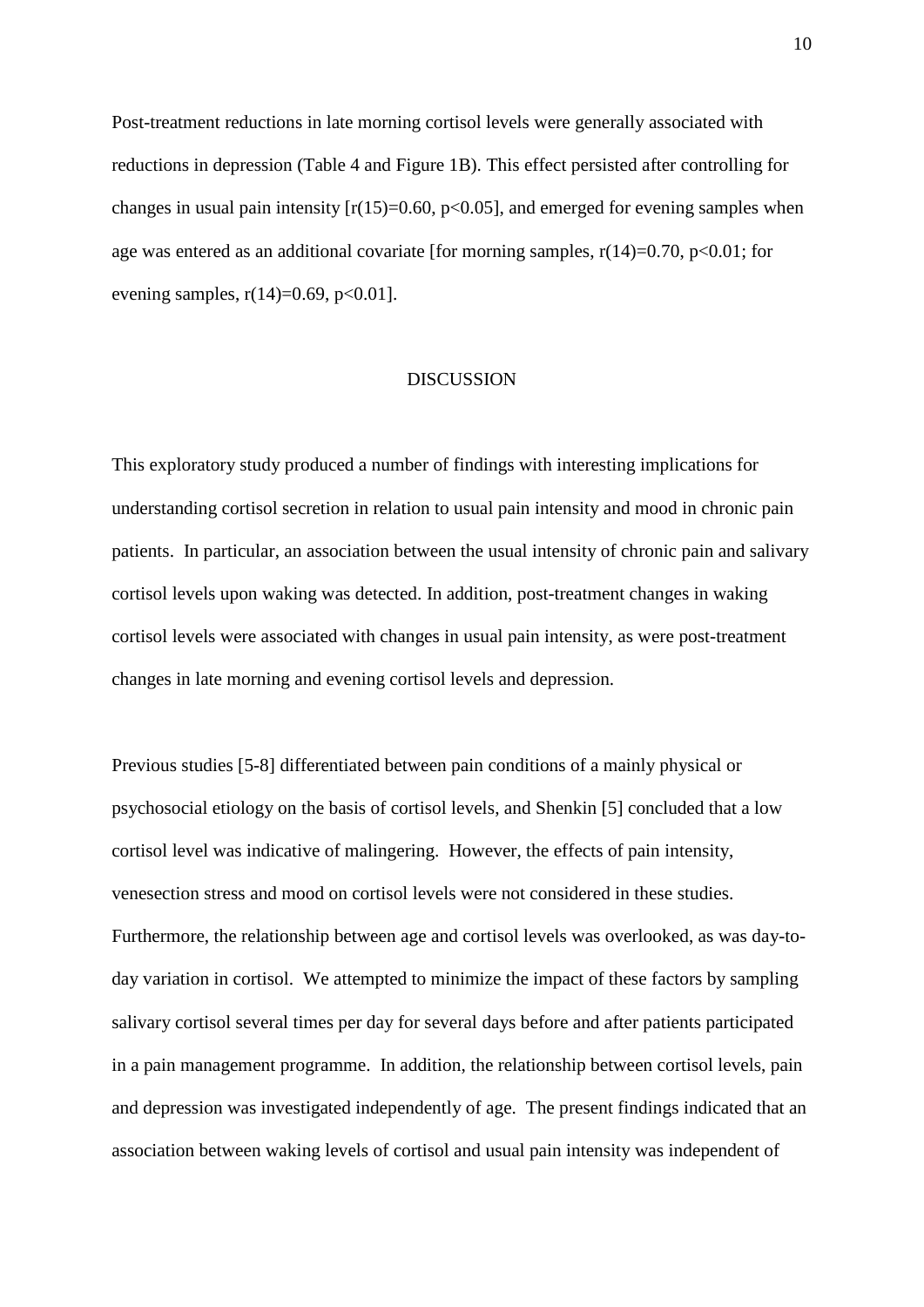Post-treatment reductions in late morning cortisol levels were generally associated with reductions in depression (Table 4 and Figure 1B). This effect persisted after controlling for changes in usual pain intensity [$r(15)=0.60$, $p<0.05$], and emerged for evening samples when age was entered as an additional covariate [for morning samples, $r(14)=0.70$, $p<0.01$; for evening samples, $r(14)=0.69$, $p<0.01$].

## DISCUSSION

This exploratory study produced a number of findings with interesting implications for understanding cortisol secretion in relation to usual pain intensity and mood in chronic pain patients. In particular, an association between the usual intensity of chronic pain and salivary cortisol levels upon waking was detected. In addition, post-treatment changes in waking cortisol levels were associated with changes in usual pain intensity, as were post-treatment changes in late morning and evening cortisol levels and depression.

Previous studies [5-8] differentiated between pain conditions of a mainly physical or psychosocial etiology on the basis of cortisol levels, and Shenkin [5] concluded that a low cortisol level was indicative of malingering. However, the effects of pain intensity, venesection stress and mood on cortisol levels were not considered in these studies. Furthermore, the relationship between age and cortisol levels was overlooked, as was day-to-day variation in cortisol. We attempted to minimize the impact of these factors by sampling salivary cortisol several times per day for several days before and after patients participated in a pain management programme. In addition, the relationship between cortisol levels, pain and depression was investigated independently of age. The present findings indicated that an association between waking levels of cortisol and usual pain intensity was independent of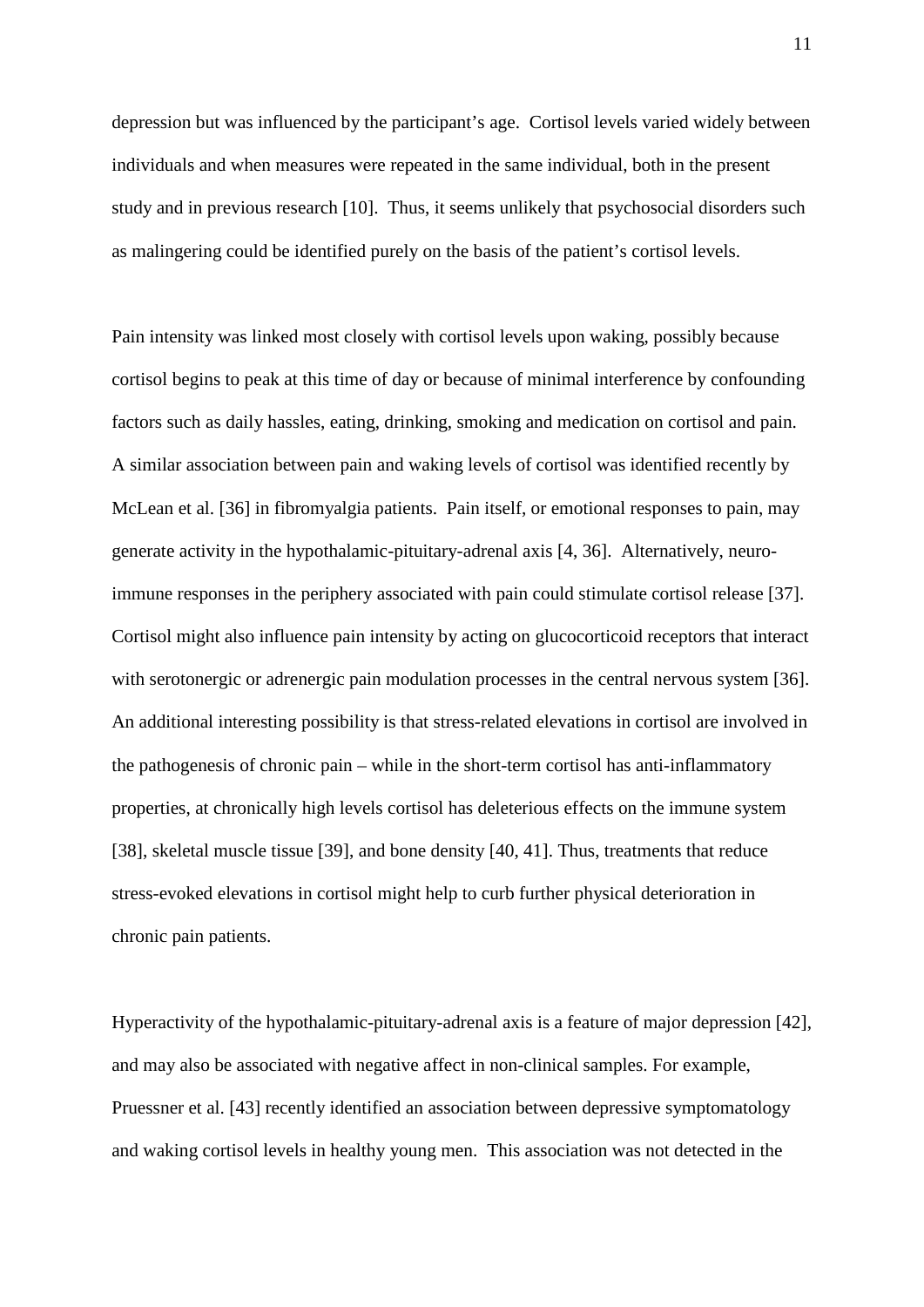depression but was influenced by the participant's age. Cortisol levels varied widely between individuals and when measures were repeated in the same individual, both in the present study and in previous research [10]. Thus, it seems unlikely that psychosocial disorders such as malingering could be identified purely on the basis of the patient's cortisol levels.

Pain intensity was linked most closely with cortisol levels upon waking, possibly because cortisol begins to peak at this time of day or because of minimal interference by confounding factors such as daily hassles, eating, drinking, smoking and medication on cortisol and pain. A similar association between pain and waking levels of cortisol was identified recently by McLean et al. [36] in fibromyalgia patients. Pain itself, or emotional responses to pain, may generate activity in the hypothalamic-pituitary-adrenal axis [4, 36]. Alternatively, neuro-immune responses in the periphery associated with pain could stimulate cortisol release [37]. Cortisol might also influence pain intensity by acting on glucocorticoid receptors that interact with serotonergic or adrenergic pain modulation processes in the central nervous system [36]. An additional interesting possibility is that stress-related elevations in cortisol are involved in the pathogenesis of chronic pain – while in the short-term cortisol has anti-inflammatory properties, at chronically high levels cortisol has deleterious effects on the immune system [38], skeletal muscle tissue [39], and bone density [40, 41]. Thus, treatments that reduce stress-evoked elevations in cortisol might help to curb further physical deterioration in chronic pain patients.

Hyperactivity of the hypothalamic-pituitary-adrenal axis is a feature of major depression [42], and may also be associated with negative affect in non-clinical samples. For example, Pruessner et al. [43] recently identified an association between depressive symptomatology and waking cortisol levels in healthy young men. This association was not detected in the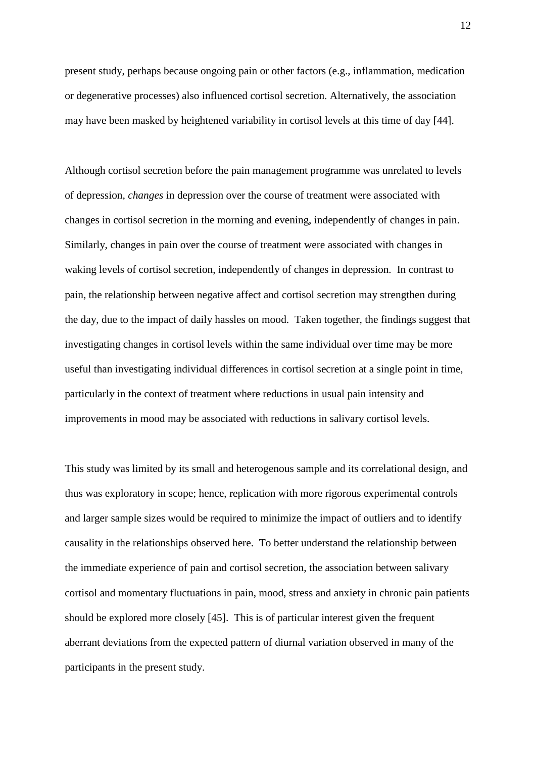present study, perhaps because ongoing pain or other factors (e.g., inflammation, medication or degenerative processes) also influenced cortisol secretion. Alternatively, the association may have been masked by heightened variability in cortisol levels at this time of day [44].

Although cortisol secretion before the pain management programme was unrelated to levels of depression, *changes* in depression over the course of treatment were associated with changes in cortisol secretion in the morning and evening, independently of changes in pain. Similarly, changes in pain over the course of treatment were associated with changes in waking levels of cortisol secretion, independently of changes in depression. In contrast to pain, the relationship between negative affect and cortisol secretion may strengthen during the day, due to the impact of daily hassles on mood. Taken together, the findings suggest that investigating changes in cortisol levels within the same individual over time may be more useful than investigating individual differences in cortisol secretion at a single point in time, particularly in the context of treatment where reductions in usual pain intensity and improvements in mood may be associated with reductions in salivary cortisol levels.

This study was limited by its small and heterogenous sample and its correlational design, and thus was exploratory in scope; hence, replication with more rigorous experimental controls and larger sample sizes would be required to minimize the impact of outliers and to identify causality in the relationships observed here. To better understand the relationship between the immediate experience of pain and cortisol secretion, the association between salivary cortisol and momentary fluctuations in pain, mood, stress and anxiety in chronic pain patients should be explored more closely [45]. This is of particular interest given the frequent aberrant deviations from the expected pattern of diurnal variation observed in many of the participants in the present study.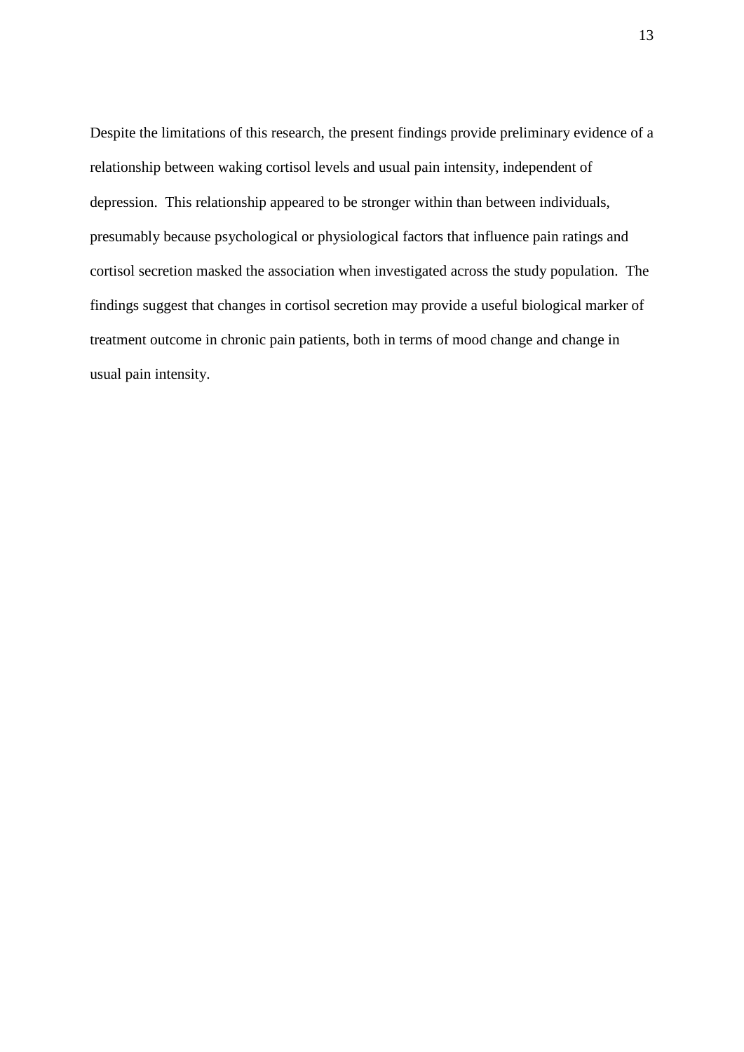Despite the limitations of this research, the present findings provide preliminary evidence of a relationship between waking cortisol levels and usual pain intensity, independent of depression. This relationship appeared to be stronger within than between individuals, presumably because psychological or physiological factors that influence pain ratings and cortisol secretion masked the association when investigated across the study population. The findings suggest that changes in cortisol secretion may provide a useful biological marker of treatment outcome in chronic pain patients, both in terms of mood change and change in usual pain intensity.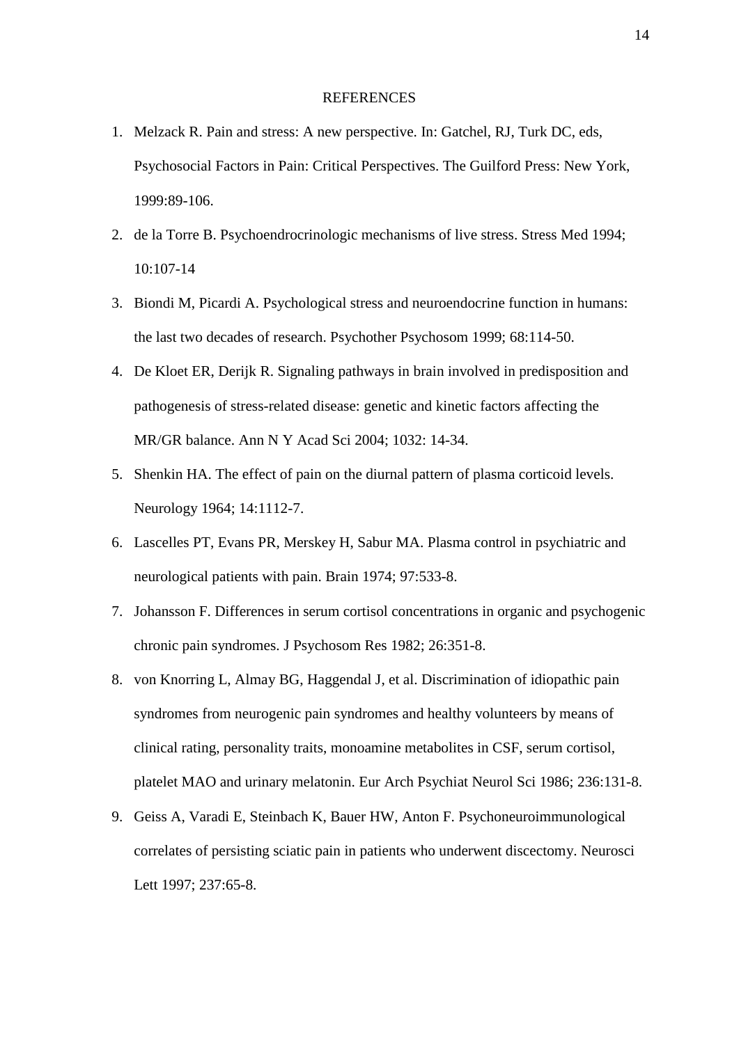# REFERENCES

1. Melzack R. Pain and stress: A new perspective. In: Gatchel, RJ, Turk DC, eds, Psychosocial Factors in Pain: Critical Perspectives. The Guilford Press: New York, 1999:89-106.
2. de la Torre B. Psychoendrocrinologic mechanisms of live stress. Stress Med 1994; 10:107-14
3. Biondi M, Picardi A. Psychological stress and neuroendocrine function in humans: the last two decades of research. Psychother Psychosom 1999; 68:114-50.
4. De Kloet ER, Derijk R. Signaling pathways in brain involved in predisposition and pathogenesis of stress-related disease: genetic and kinetic factors affecting the MR/GR balance. Ann N Y Acad Sci 2004; 1032: 14-34.
5. Shenkin HA. The effect of pain on the diurnal pattern of plasma corticoid levels. Neurology 1964; 14:1112-7.
6. Lascelles PT, Evans PR, Merskey H, Sabur MA. Plasma control in psychiatric and neurological patients with pain. Brain 1974; 97:533-8.
7. Johansson F. Differences in serum cortisol concentrations in organic and psychogenic chronic pain syndromes. J Psychosom Res 1982; 26:351-8.
8. von Knorring L, Almay BG, Haggendal J, et al. Discrimination of idiopathic pain syndromes from neurogenic pain syndromes and healthy volunteers by means of clinical rating, personality traits, monoamine metabolites in CSF, serum cortisol, platelet MAO and urinary melatonin. Eur Arch Psychiat Neurol Sci 1986; 236:131-8.
9. Geiss A, Varadi E, Steinbach K, Bauer HW, Anton F. Psychoneuroimmunological correlates of persisting sciatic pain in patients who underwent discectomy. Neurosci Lett 1997; 237:65-8.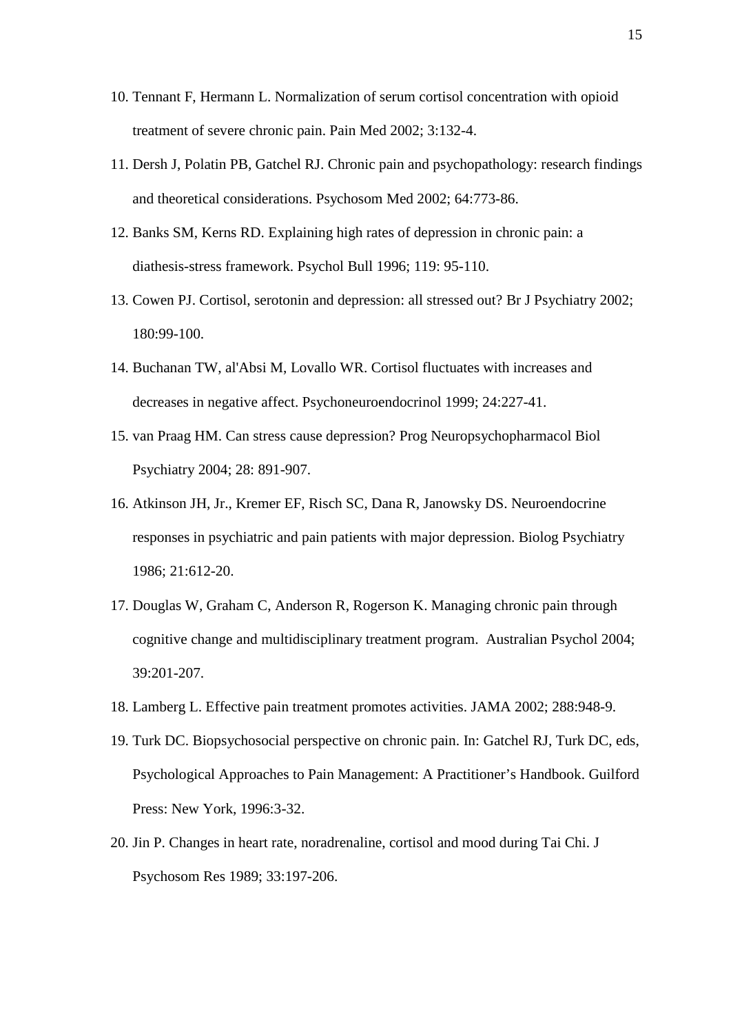10. Tennant F, Hermann L. Normalization of serum cortisol concentration with opioid treatment of severe chronic pain. Pain Med 2002; 3:132-4.
11. Dersh J, Polatin PB, Gatchel RJ. Chronic pain and psychopathology: research findings and theoretical considerations. Psychosom Med 2002; 64:773-86.
12. Banks SM, Kerns RD. Explaining high rates of depression in chronic pain: a diathesis-stress framework. Psychol Bull 1996; 119: 95-110.
13. Cowen PJ. Cortisol, serotonin and depression: all stressed out? Br J Psychiatry 2002; 180:99-100.
14. Buchanan TW, al'Absi M, Lovallo WR. Cortisol fluctuates with increases and decreases in negative affect. Psychoneuroendocrinol 1999; 24:227-41.
15. van Praag HM. Can stress cause depression? Prog Neuropsychopharmacol Biol Psychiatry 2004; 28: 891-907.
16. Atkinson JH, Jr., Kremer EF, Risch SC, Dana R, Janowsky DS. Neuroendocrine responses in psychiatric and pain patients with major depression. Biolog Psychiatry 1986; 21:612-20.
17. Douglas W, Graham C, Anderson R, Rogerson K. Managing chronic pain through cognitive change and multidisciplinary treatment program. Australian Psychol 2004; 39:201-207.
18. Lamberg L. Effective pain treatment promotes activities. JAMA 2002; 288:948-9.
19. Turk DC. Biopsychosocial perspective on chronic pain. In: Gatchel RJ, Turk DC, eds, Psychological Approaches to Pain Management: A Practitioner's Handbook. Guilford Press: New York, 1996:3-32.
20. Jin P. Changes in heart rate, noradrenaline, cortisol and mood during Tai Chi. J Psychosom Res 1989; 33:197-206.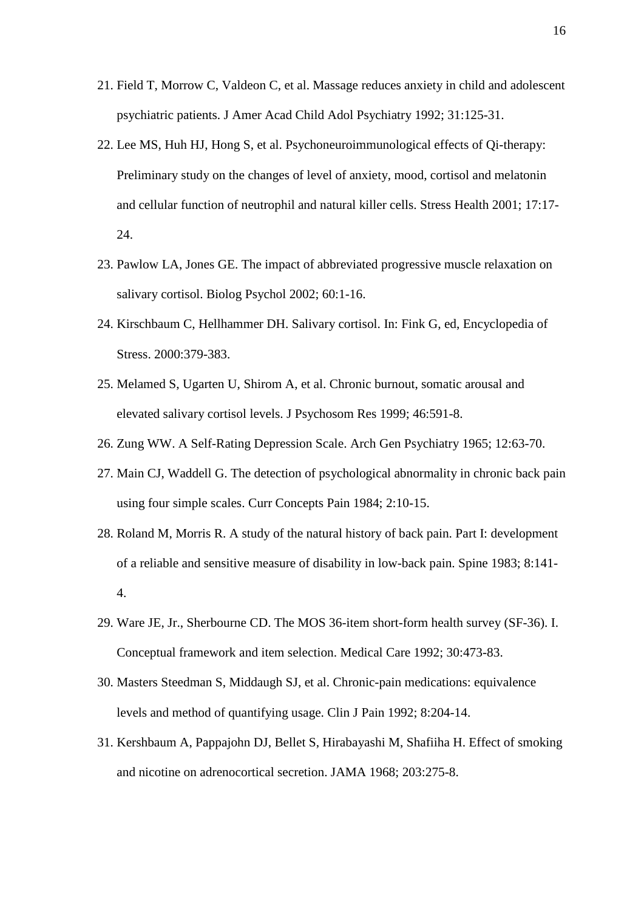21. Field T, Morrow C, Valdeon C, et al. Massage reduces anxiety in child and adolescent psychiatric patients. J Amer Acad Child Adol Psychiatry 1992; 31:125-31.
22. Lee MS, Huh HJ, Hong S, et al. Psychoneuroimmunological effects of Qi-therapy: Preliminary study on the changes of level of anxiety, mood, cortisol and melatonin and cellular function of neutrophil and natural killer cells. Stress Health 2001; 17:17-24.
23. Pawlow LA, Jones GE. The impact of abbreviated progressive muscle relaxation on salivary cortisol. Biolog Psychol 2002; 60:1-16.
24. Kirschbaum C, Hellhammer DH. Salivary cortisol. In: Fink G, ed, Encyclopedia of Stress. 2000:379-383.
25. Melamed S, Ugarten U, Shirom A, et al. Chronic burnout, somatic arousal and elevated salivary cortisol levels. J Psychosom Res 1999; 46:591-8.
26. Zung WW. A Self-Rating Depression Scale. Arch Gen Psychiatry 1965; 12:63-70.
27. Main CJ, Waddell G. The detection of psychological abnormality in chronic back pain using four simple scales. Curr Concepts Pain 1984; 2:10-15.
28. Roland M, Morris R. A study of the natural history of back pain. Part I: development of a reliable and sensitive measure of disability in low-back pain. Spine 1983; 8:141-4.
29. Ware JE, Jr., Sherbourne CD. The MOS 36-item short-form health survey (SF-36). I. Conceptual framework and item selection. Medical Care 1992; 30:473-83.
30. Masters Steedman S, Middaugh SJ, et al. Chronic-pain medications: equivalence levels and method of quantifying usage. Clin J Pain 1992; 8:204-14.
31. Kershbaum A, Pappajohn DJ, Bellet S, Hirabayashi M, Shafiiha H. Effect of smoking and nicotine on adrenocortical secretion. JAMA 1968; 203:275-8.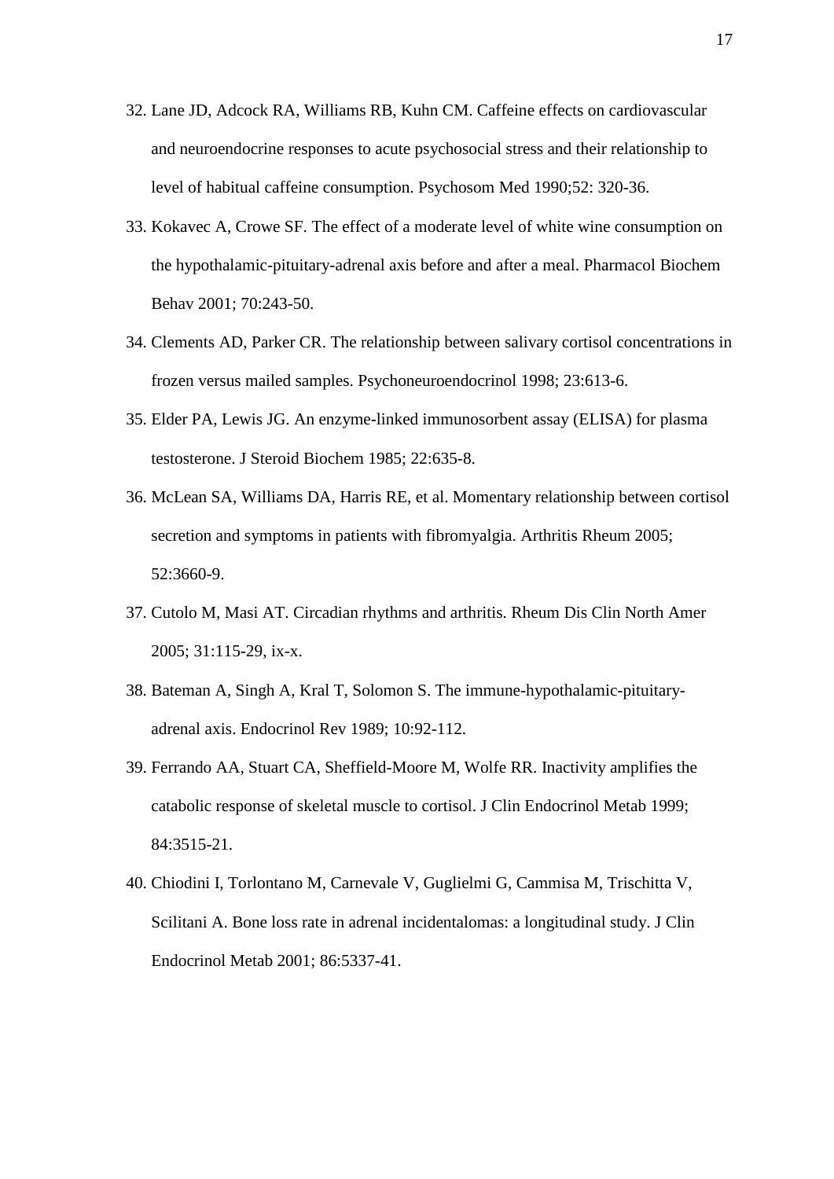32. Lane JD, Adcock RA, Williams RB, Kuhn CM. Caffeine effects on cardiovascular and neuroendocrine responses to acute psychosocial stress and their relationship to level of habitual caffeine consumption. Psychosom Med 1990;52: 320-36.
33. Kokavec A, Crowe SF. The effect of a moderate level of white wine consumption on the hypothalamic-pituitary-adrenal axis before and after a meal. Pharmacol Biochem Behav 2001; 70:243-50.
34. Clements AD, Parker CR. The relationship between salivary cortisol concentrations in frozen versus mailed samples. Psychoneuroendocrinol 1998; 23:613-6.
35. Elder PA, Lewis JG. An enzyme-linked immunosorbent assay (ELISA) for plasma testosterone. J Steroid Biochem 1985; 22:635-8.
36. McLean SA, Williams DA, Harris RE, et al. Momentary relationship between cortisol secretion and symptoms in patients with fibromyalgia. Arthritis Rheum 2005; 52:3660-9.
37. Cutolo M, Masi AT. Circadian rhythms and arthritis. Rheum Dis Clin North Amer 2005; 31:115-29, ix-x.
38. Bateman A, Singh A, Kral T, Solomon S. The immune-hypothalamic-pituitary-adrenal axis. Endocrinol Rev 1989; 10:92-112.
39. Ferrando AA, Stuart CA, Sheffield-Moore M, Wolfe RR. Inactivity amplifies the catabolic response of skeletal muscle to cortisol. J Clin Endocrinol Metab 1999; 84:3515-21.
40. Chiodini I, Torlontano M, Carnevale V, Guglielmi G, Cammisa M, Trischitta V, Scilitani A. Bone loss rate in adrenal incidentalomas: a longitudinal study. J Clin Endocrinol Metab 2001; 86:5337-41.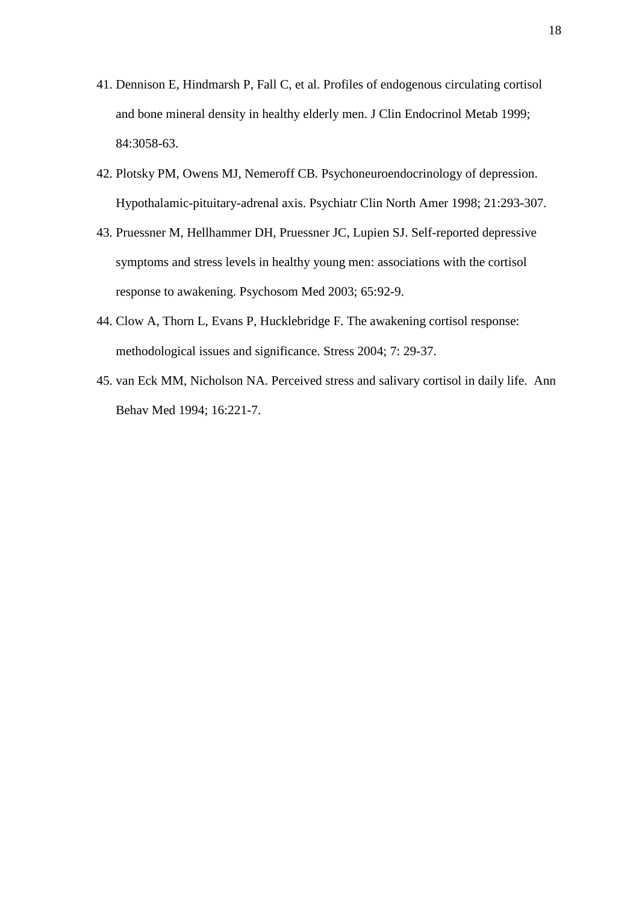41. Dennison E, Hindmarsh P, Fall C, et al. Profiles of endogenous circulating cortisol and bone mineral density in healthy elderly men. J Clin Endocrinol Metab 1999; 84:3058-63.
42. Plotsky PM, Owens MJ, Nemeroff CB. Psychoneuroendocrinology of depression. Hypothalamic-pituitary-adrenal axis. Psychiatr Clin North Amer 1998; 21:293-307.
43. Pruessner M, Hellhammer DH, Pruessner JC, Lupien SJ. Self-reported depressive symptoms and stress levels in healthy young men: associations with the cortisol response to awakening. Psychosom Med 2003; 65:92-9.
44. Clow A, Thorn L, Evans P, Hucklebridge F. The awakening cortisol response: methodological issues and significance. Stress 2004; 7: 29-37.
45. van Eck MM, Nicholson NA. Perceived stress and salivary cortisol in daily life. Ann Behav Med 1994; 16:221-7.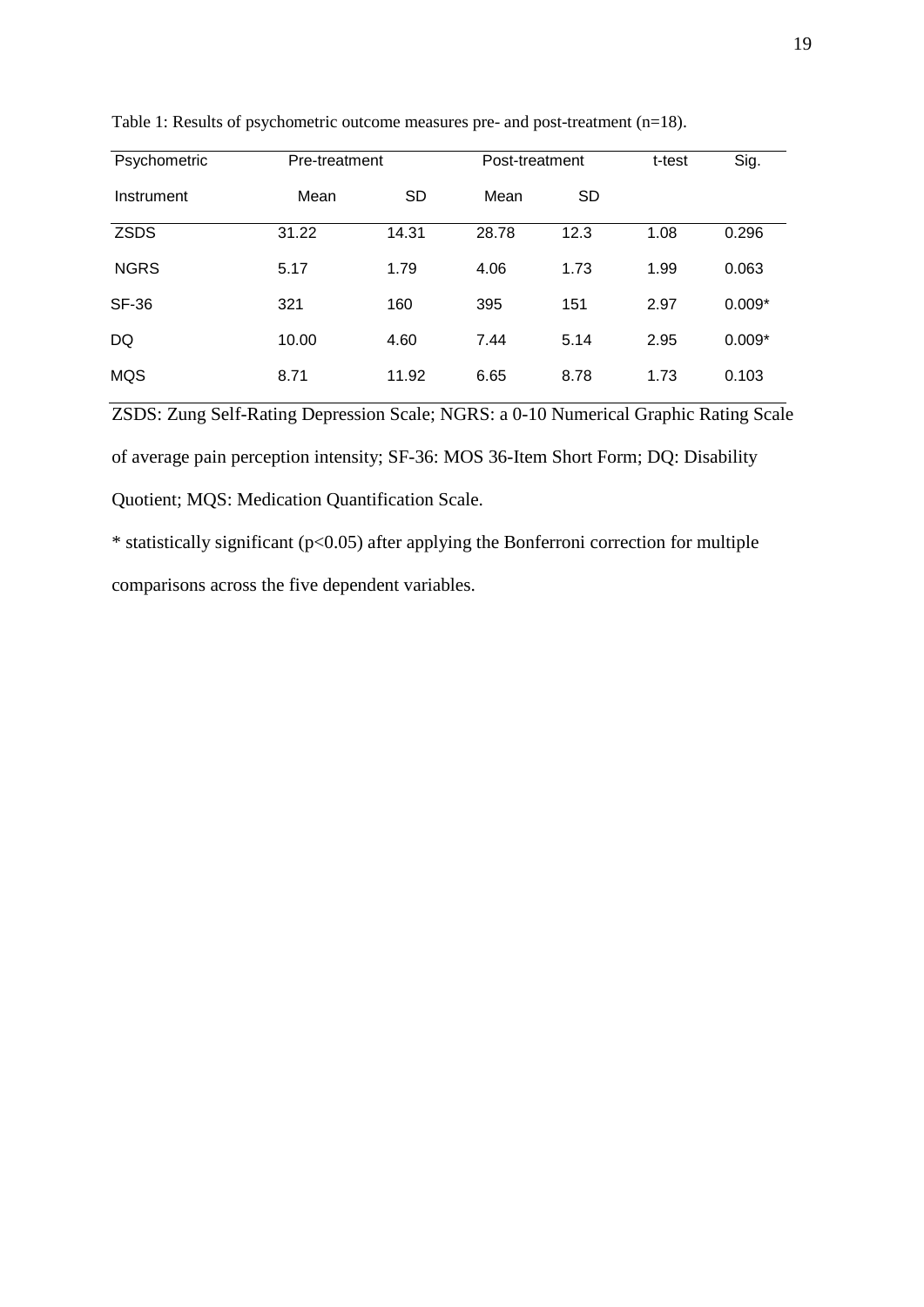Table 1: Results of psychometric outcome measures pre- and post-treatment (n=18).

| Psychometric | Pre-treatment | | Post-treatment | | t-test | Sig. |
|---|---|---|---|---|---|---|
| Instrument | Mean | SD | Mean | SD | | |
| ZSDS | 31.22 | 14.31 | 28.78 | 12.3 | 1.08 | 0.296 |
| NGRS | 5.17 | 1.79 | 4.06 | 1.73 | 1.99 | 0.063 |
| SF-36 | 321 | 160 | 395 | 151 | 2.97 | 0.009* |
| DQ | 10.00 | 4.60 | 7.44 | 5.14 | 2.95 | 0.009* |
| MQS | 8.71 | 11.92 | 6.65 | 8.78 | 1.73 | 0.103 |

ZSDS: Zung Self-Rating Depression Scale; NGRS: a 0-10 Numerical Graphic Rating Scale of average pain perception intensity; SF-36: MOS 36-Item Short Form; DQ: Disability Quotient; MQS: Medication Quantification Scale.

* statistically significant ($p<0.05$) after applying the Bonferroni correction for multiple comparisons across the five dependent variables.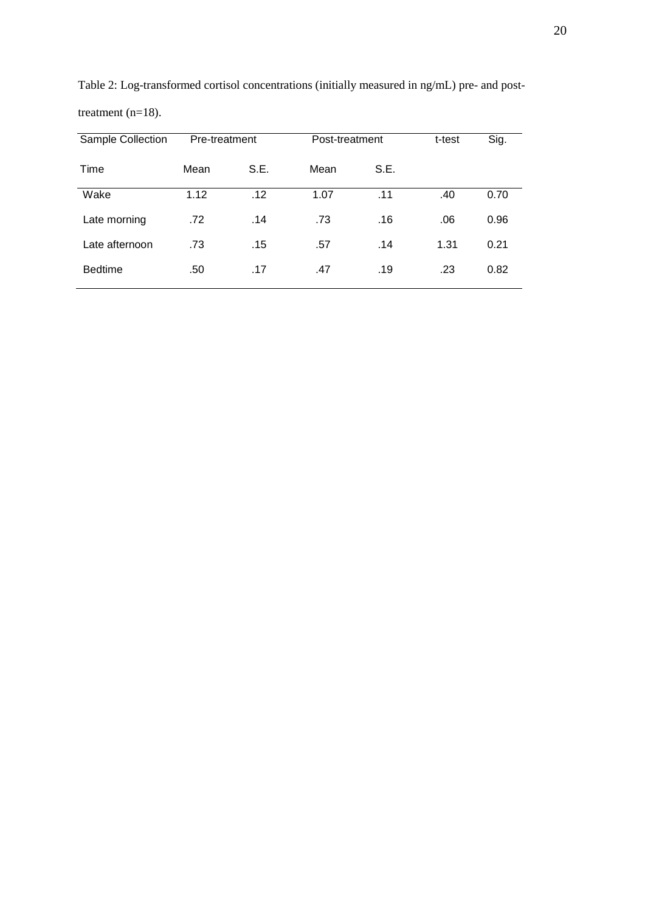Table 2: Log-transformed cortisol concentrations (initially measured in ng/mL) pre- and post-treatment (n=18).

| Sample Collection | Pre-treatment | | Post-treatment | | t-test | Sig. |
|---|---|---|---|---|---|---|
| Time | Mean | S.E. | Mean | S.E. | | |
| Wake | 1.12 | .12 | 1.07 | .11 | .40 | 0.70 |
| Late morning | .72 | .14 | .73 | .16 | .06 | 0.96 |
| Late afternoon | .73 | .15 | .57 | .14 | 1.31 | 0.21 |
| Bedtime | .50 | .17 | .47 | .19 | .23 | 0.82 |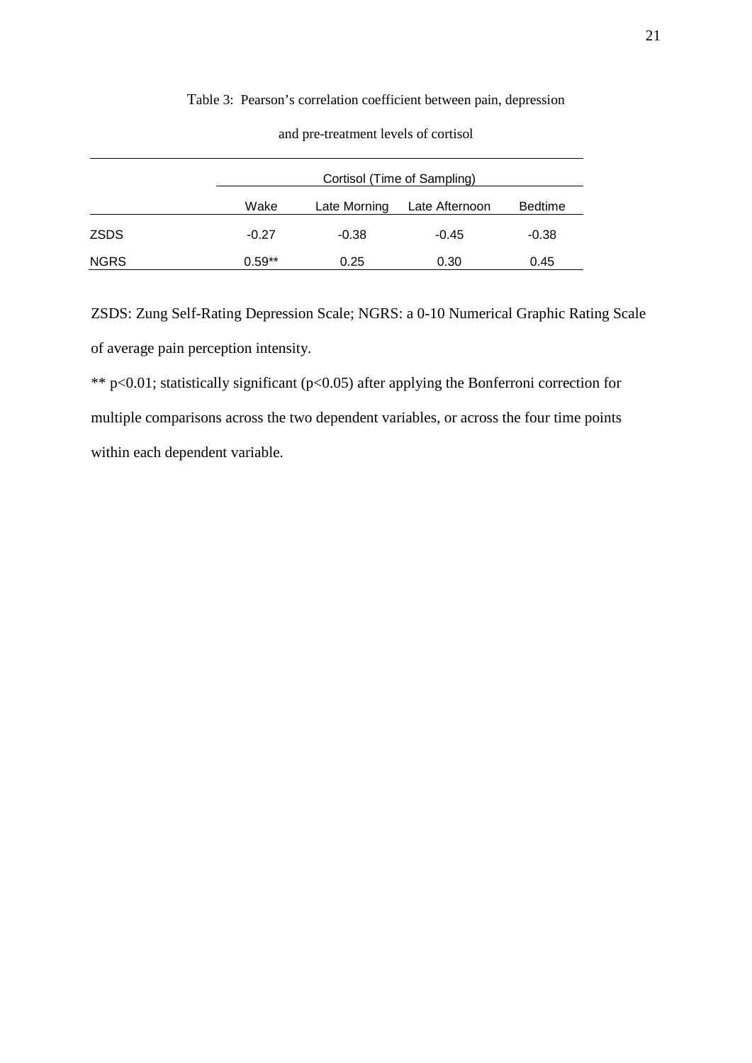Table 3: Pearson's correlation coefficient between pain, depression and pre-treatment levels of cortisol

| | Cortisol (Time of Sampling) | | | |
|---|---|---|---|---|
| | Wake | Late Morning | Late Afternoon | Bedtime |
| ZSDS | -0.27 | -0.38 | -0.45 | -0.38 |
| NGRS | 0.59** | 0.25 | 0.30 | 0.45 |

ZSDS: Zung Self-Rating Depression Scale; NGRS: a 0-10 Numerical Graphic Rating Scale of average pain perception intensity.

** $p<0.01$; statistically significant ($p<0.05$) after applying the Bonferroni correction for multiple comparisons across the two dependent variables, or across the four time points within each dependent variable.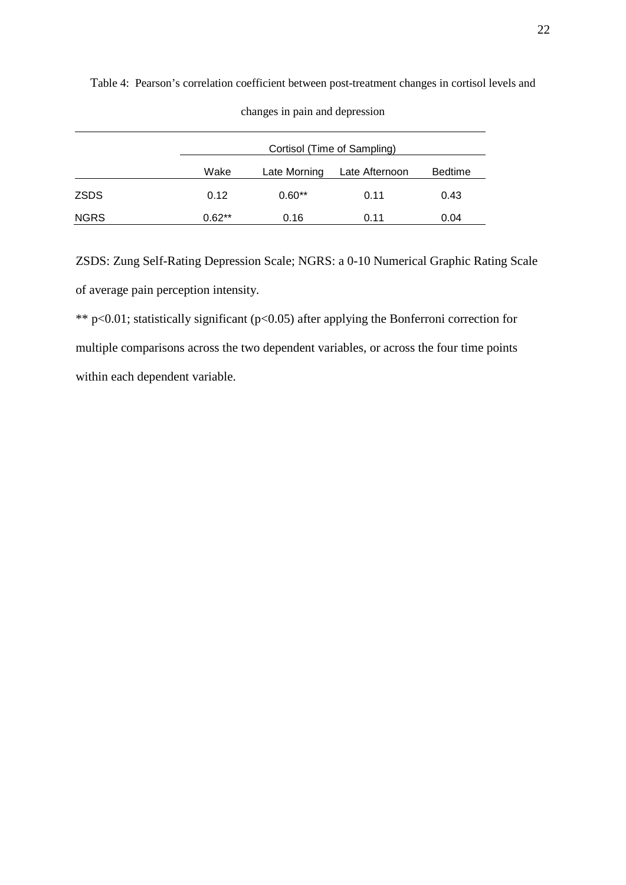Table 4: Pearson's correlation coefficient between post-treatment changes in cortisol levels and changes in pain and depression

| | Cortisol (Time of Sampling) | | | |
|---|---|---|---|---|
| | Wake | Late Morning | Late Afternoon | Bedtime |
| ZSDS | 0.12 | 0.60** | 0.11 | 0.43 |
| NGRS | 0.62** | 0.16 | 0.11 | 0.04 |

ZSDS: Zung Self-Rating Depression Scale; NGRS: a 0-10 Numerical Graphic Rating Scale of average pain perception intensity.

** $p<0.01$; statistically significant ($p<0.05$) after applying the Bonferroni correction for multiple comparisons across the two dependent variables, or across the four time points within each dependent variable.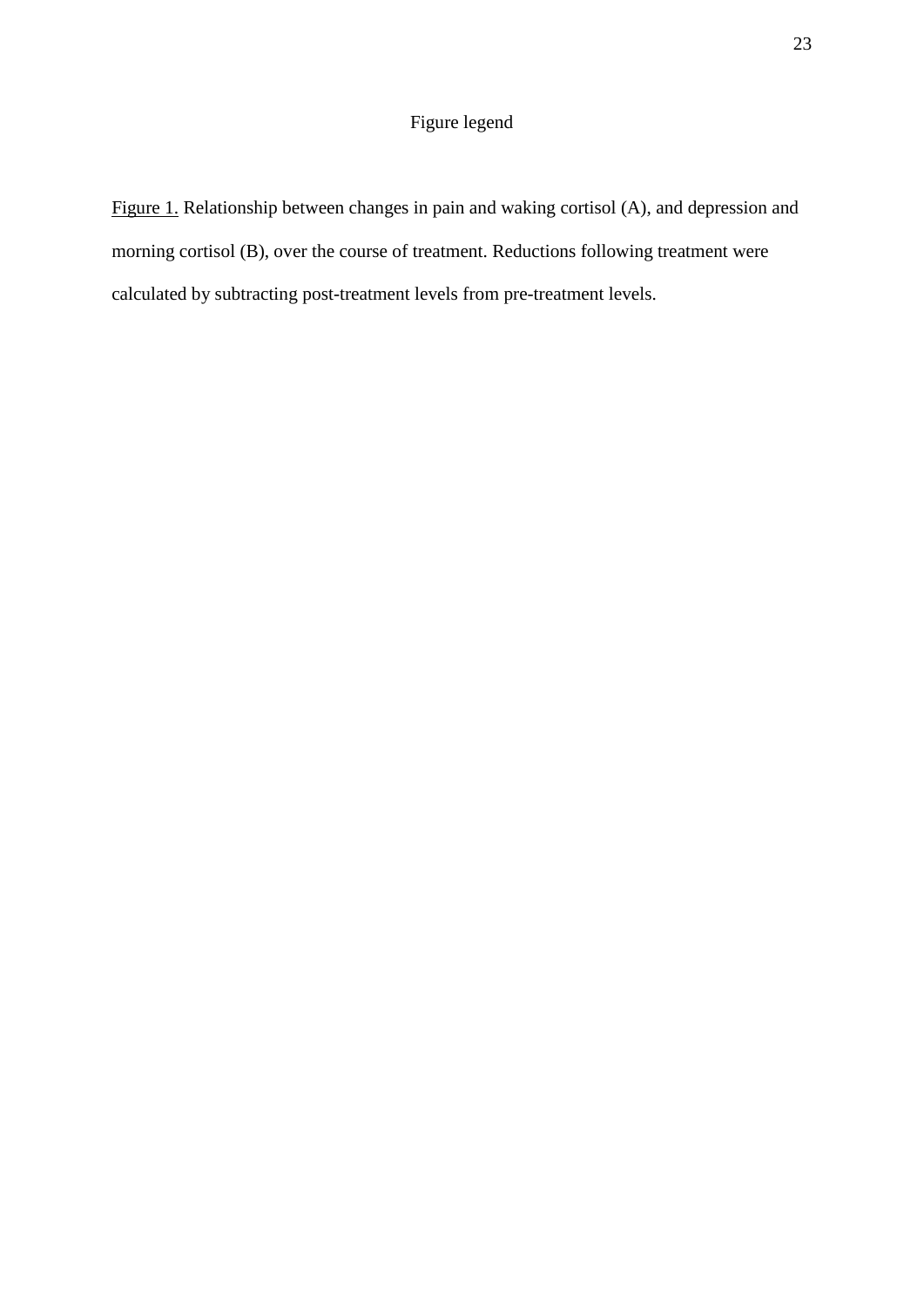# Figure legend

Figure 1. Relationship between changes in pain and waking cortisol (A), and depression and morning cortisol (B), over the course of treatment. Reductions following treatment were calculated by subtracting post-treatment levels from pre-treatment levels.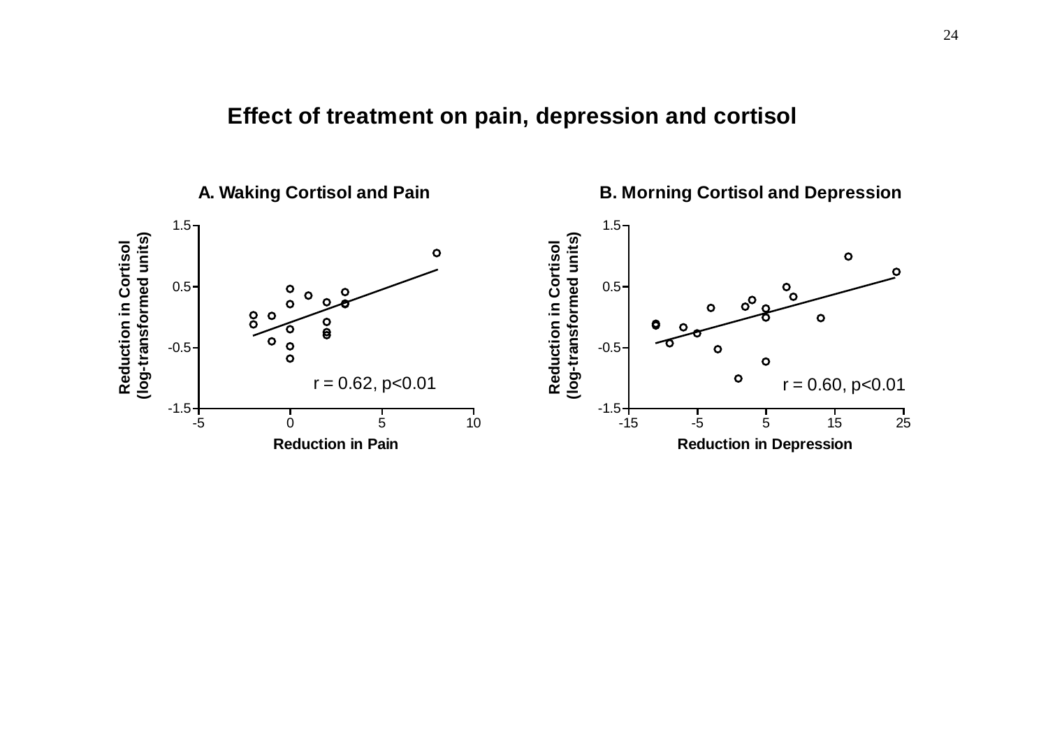# Effect of treatment on pain, depression and cortisol

A. Waking Cortisol and Pain

Reduction in Cortisol (log-transformed units)

1.5

0.5

-0.5

-1.5

-5

0

5

10

Reduction in Pain

r = 0.62, p<0.01

B. Morning Cortisol and Depression

Reduction in Cortisol (log-transformed units)

1.5

0.5

-0.5

-1.5

-15

-5

5

15

25

Reduction in Depression

r = 0.60, p<0.01